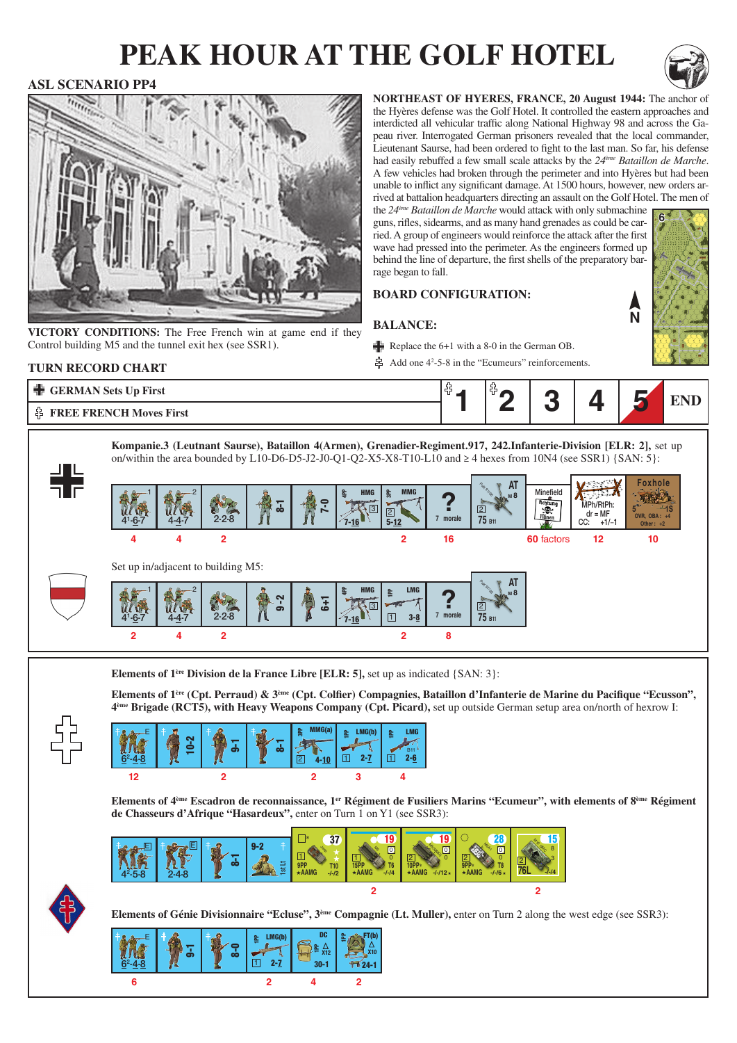# PEAK HOUR AT THE GOLF HOTEL

## ASL SCENARIO PP4

**NORTHEAST OF HYERES, FRANCE, 20 August 1944:** The anchor of the Hyères defense was the Golf Hotel. It controlled the eastern approaches and interdicted all vehicular traffic along National Highway 98 and across the Gapeau river. Interrogated German prisoners revealed that the local commander, Lieutenant Saurse, had been ordered to fight to the last man. So far, his defense had easily rebuffed a few small scale attacks by the *24ème Bataillon de Marche*. A few vehicles had broken through the perimeter and into Hyères but had been unable to inflict any significant damage. At 1500 hours, however, new orders arrived at battalion headquarters directing an assault on the Golf Hotel. The men of the *24ème Bataillon de Marche* would attack with only submachine guns, rifles, sidearms, and as many hand grenades as could be carried. A group of engineers would reinforce the attack after the first wave had pressed into the perimeter. As the engineers formed up behind the line of departure, the first shells of the preparatory barrage began to fall.

**VICTORY CONDITIONS:** The Free French win at game end if they Control building M5 and the tunnel exit hex (see SSR1).

**BOARD CONFIGURATION:**

**BALANCE:**

- German: Replace the 6+1 with a 8-0 in the German OB.
- Free French: Add one $4^2$-5-8 in the "Ecumeurs" reinforcements.

**TURN RECORD CHART**

| | 1 | 2 | 3 | 4 | 5 | END |
|---|---|---|---|---|---|---|
| GERMAN Sets Up First | | | | | | |
| FREE FRENCH Moves First | | | | | | |

**Kompanie.3 (Leutnant Saurse), Bataillon 4(Armen), Grenadier-Regiment.917, 242.Infanterie-Division [ELR: 2],** set up on/within the area bounded by L10-D6-D5-J2-J0-Q1-Q2-X5-X8-T10-L10 and ≥ 4 hexes from 10N4 (see SSR1) {SAN: 5}:

| $4^1$-6-7 | 4-4-7 | 2-2-8 | 8-1 | 7-0 | HMG 7-16 | MMG 5-12 | ? (7 morale) | AT 75 | Minefield | Wire | Foxhole |
|---|---|---|---|---|---|---|---|---|---|---|---|
| 4 | 4 | 2 | | | | 2 | 16 | | 60 factors | 12 | 10 |

Set up in/adjacent to building M5:

| $4^1$-6-7 | 4-4-7 | 2-2-8 | 9-2 | 6+1 | HMG 7-16 | LMG 3-8 | ? (7 morale) | AT 75 |
|---|---|---|---|---|---|---|---|---|
| 2 | 4 | 2 | | | | 2 | 8 | |

**Elements of 1ère Division de la France Libre [ELR: 5],** set up as indicated {SAN: 3}:

**Elements of 1ère (Cpt. Perraud) & 3ème (Cpt. Colfier) Compagnies, Bataillon d'Infanterie de Marine du Pacifique "Ecusson", 4ème Brigade (RCT5), with Heavy Weapons Company (Cpt. Picard),** set up outside German setup area on/north of hexrow I:

| $6^2$-4-8 | 10-2 | 9-1 | 8-1 | MMG(a) 4-10 | LMG(b) 2-7 | LMG 2-6 |
|---|---|---|---|---|---|---|
| 12 | | 2 | | 2 | 3 | 4 |

**Elements of 4ème Escadron de reconnaissance, 1er Régiment de Fusiliers Marins "Ecumeur", with elements of 8ème Régiment de Chasseurs d'Afrique "Hasardeux",** enter on Turn 1 on Y1 (see SSR3):

| $4^2$-5-8 | 2-4-8 | 8-1 | 9-2 | 37 (9PP, T10) | 19 (15PP, T6) | 19 (10PP) | 28 (9PP, T8) | 15 (76L) |
|---|---|---|---|---|---|---|---|---|
| | | | | | 2 | | | 2 |

**Elements of Génie Divisionnaire "Ecluse", 3ème Compagnie (Lt. Muller),** enter on Turn 2 along the west edge (see SSR3):

| $6^2$-4-8 | 9-1 | 8-0 | LMG(b) 2-7 | DC 30-1 | FT(b) 24-1 |
|---|---|---|---|---|---|
| 6 | | | 2 | 4 | 2 |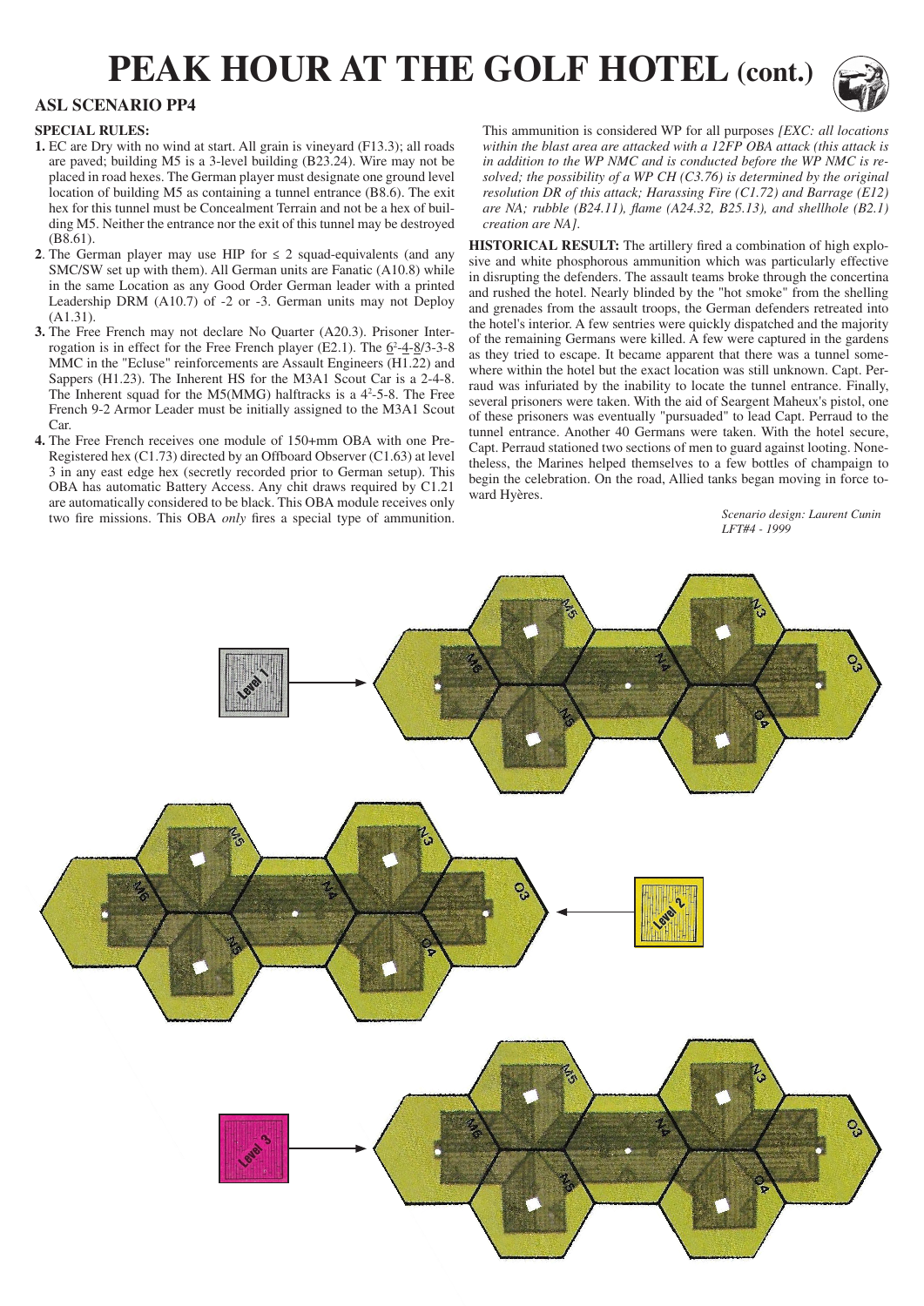# PEAK HOUR AT THE GOLF HOTEL (cont.)

## ASL SCENARIO PP4

**SPECIAL RULES:**

**1.** EC are Dry with no wind at start. All grain is vineyard (F13.3); all roads are paved; building M5 is a 3-level building (B23.24). Wire may not be placed in road hexes. The German player must designate one ground level location of building M5 as containing a tunnel entrance (B8.6). The exit hex for this tunnel must be Concealment Terrain and not be a hex of building M5. Neither the entrance nor the exit of this tunnel may be destroyed (B8.61).

**2**. The German player may use HIP for ≤ 2 squad-equivalents (and any SMC/SW set up with them). All German units are Fanatic (A10.8) while in the same Location as any Good Order German leader with a printed Leadership DRM (A10.7) of -2 or -3. German units may not Deploy (A1.31).

**3.** The Free French may not declare No Quarter (A20.3). Prisoner Interrogation is in effect for the Free French player (E2.1). The $6^2$-4-8/3-3-8 MMC in the "Ecluse" reinforcements are Assault Engineers (H1.22) and Sappers (H1.23). The Inherent HS for the M3A1 Scout Car is a 2-4-8. The Inherent squad for the M5(MMG) halftracks is a $4^2$-5-8. The Free French 9-2 Armor Leader must be initially assigned to the M3A1 Scout Car.

**4.** The Free French receives one module of 150+mm OBA with one Pre-Registered hex (C1.73) directed by an Offboard Observer (C1.63) at level 3 in any east edge hex (secretly recorded prior to German setup). This OBA has automatic Battery Access. Any chit draws required by C1.21 are automatically considered to be black. This OBA module receives only two fire missions. This OBA *only* fires a special type of ammunition. This ammunition is considered WP for all purposes *[EXC: all locations within the blast area are attacked with a 12FP OBA attack (this attack is in addition to the WP NMC and is conducted before the WP NMC is resolved; the possibility of a WP CH (C3.76) is determined by the original resolution DR of this attack; Harassing Fire (C1.72) and Barrage (E12) are NA; rubble (B24.11), flame (A24.32, B25.13), and shellhole (B2.1) creation are NA]*.

**HISTORICAL RESULT:** The artillery fired a combination of high explosive and white phosphorous ammunition which was particularly effective in disrupting the defenders. The assault teams broke through the concertina and rushed the hotel. Nearly blinded by the "hot smoke" from the shelling and grenades from the assault troops, the German defenders retreated into the hotel's interior. A few sentries were quickly dispatched and the majority of the remaining Germans were killed. A few were captured in the gardens as they tried to escape. It became apparent that there was a tunnel somewhere within the hotel but the exact location was still unknown. Capt. Perraud was infuriated by the inability to locate the tunnel entrance. Finally, several prisoners were taken. With the aid of Seargent Maheux's pistol, one of these prisoners was eventually "pursuaded" to lead Capt. Perraud to the tunnel entrance. Another 40 Germans were taken. With the hotel secure, Capt. Perraud stationed two sections of men to guard against looting. Nonetheless, the Marines helped themselves to a few bottles of champaign to begin the celebration. On the road, Allied tanks began moving in force toward Hyères.

*Scenario design: Laurent Cunin*
*LFT#4 - 1999*

Level 1

M5 M6 N4 N5 N3 O4 O3

Level 2

M5 M6 N4 N5 N3 O4 O3

Level 3

M5 M6 N4 N5 N3 O4 O3